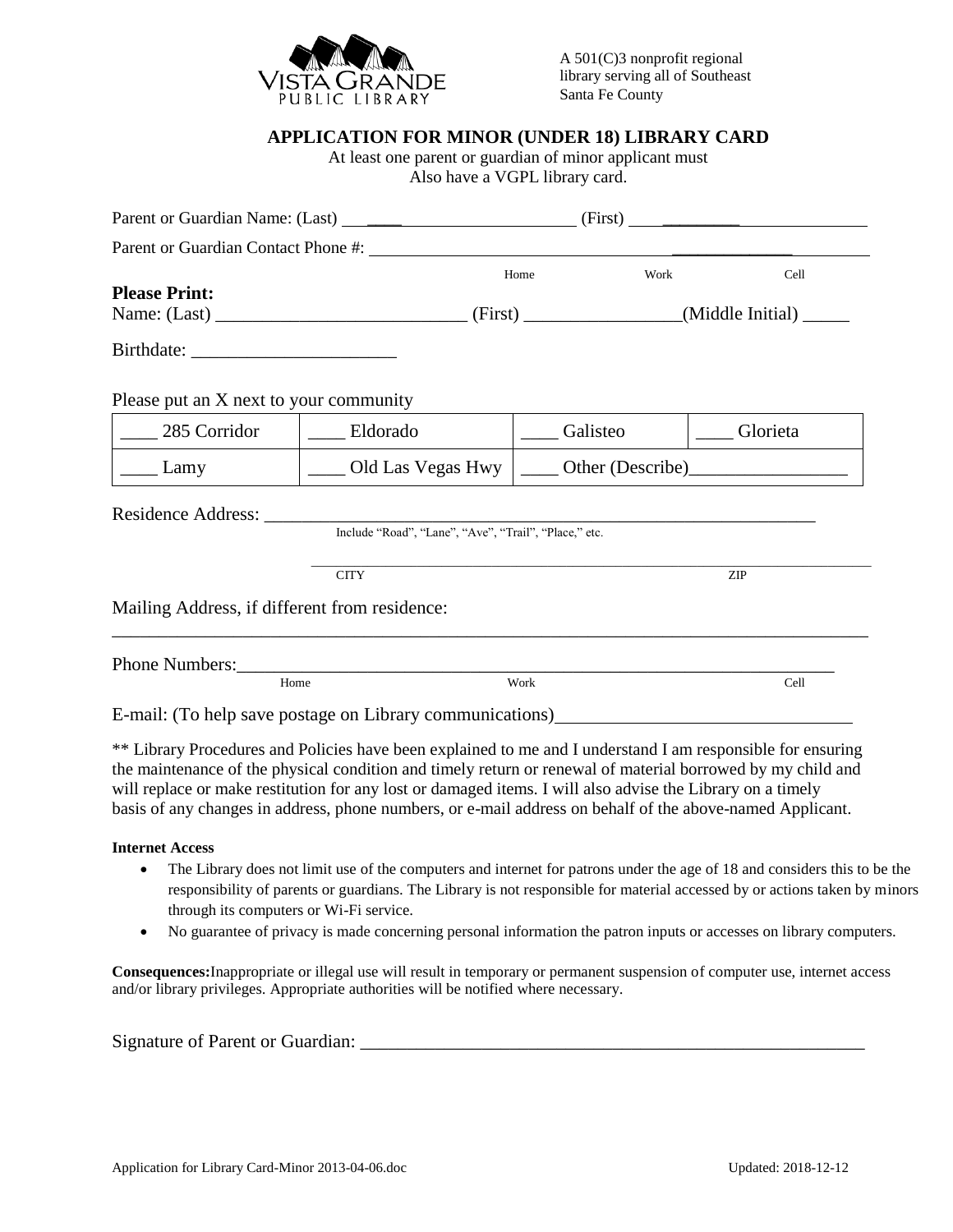VISTA GRANDE PUBLIC LIBRARY

A 501(C)3 nonprofit regional library serving all of Southeast Santa Fe County

## APPLICATION FOR MINOR (UNDER 18) LIBRARY CARD

At least one parent or guardian of minor applicant must Also have a VGPL library card.

Parent or Guardian Name: (Last) ______________________ (First) ______________________

Parent or Guardian Contact Phone #: ______________________________________________

Home Work Cell

**Please Print:**

Name: (Last) ___________________________ (First) ________________(Middle Initial) _____

Birthdate: _____________________

Please put an X next to your community

| ____ 285 Corridor | ____ Eldorado | ____ Galisteo | ____ Glorieta |
|---|---|---|---|
| ____ Lamy | ____ Old Las Vegas Hwy | ____ Other (Describe)_________________ | |

Residence Address: ______________________________________________________________

Include "Road", "Lane", "Ave", "Trail", "Place," etc.

__________________________________________________________________________

CITY ZIP

Mailing Address, if different from residence:

__________________________________________________________________________

Phone Numbers:____________________________________________________________

Home Work Cell

E-mail: (To help save postage on Library communications)________________________________

** Library Procedures and Policies have been explained to me and I understand I am responsible for ensuring the maintenance of the physical condition and timely return or renewal of material borrowed by my child and will replace or make restitution for any lost or damaged items. I will also advise the Library on a timely basis of any changes in address, phone numbers, or e-mail address on behalf of the above-named Applicant.

**Internet Access**

- The Library does not limit use of the computers and internet for patrons under the age of 18 and considers this to be the responsibility of parents or guardians. The Library is not responsible for material accessed by or actions taken by minors through its computers or Wi-Fi service.
- No guarantee of privacy is made concerning personal information the patron inputs or accesses on library computers.

**Consequences:** Inappropriate or illegal use will result in temporary or permanent suspension of computer use, internet access and/or library privileges. Appropriate authorities will be notified where necessary.

Signature of Parent or Guardian: __________________________________________________

Application for Library Card-Minor 2013-04-06.doc Updated: 2018-12-12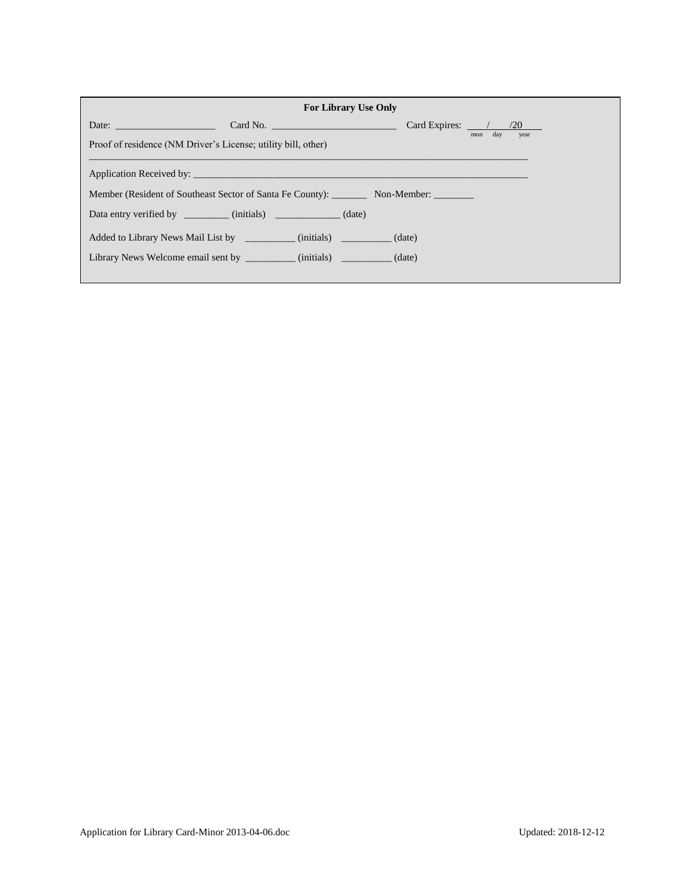**For Library Use Only**

Date: ____________________ Card No. ________________________ Card Expires: ___/___/20___
(mon day year)

Proof of residence (NM Driver's License; utility bill, other)

_____________________________________________________________________________

Application Received by: _____________________________________________________________

Member (Resident of Southeast Sector of Santa Fe County): _______ Non-Member: ________

Data entry verified by _________ (initials) _____________ (date)

Added to Library News Mail List by __________ (initials) __________ (date)

Library News Welcome email sent by __________ (initials) __________ (date)

Application for Library Card-Minor 2013-04-06.doc Updated: 2018-12-12